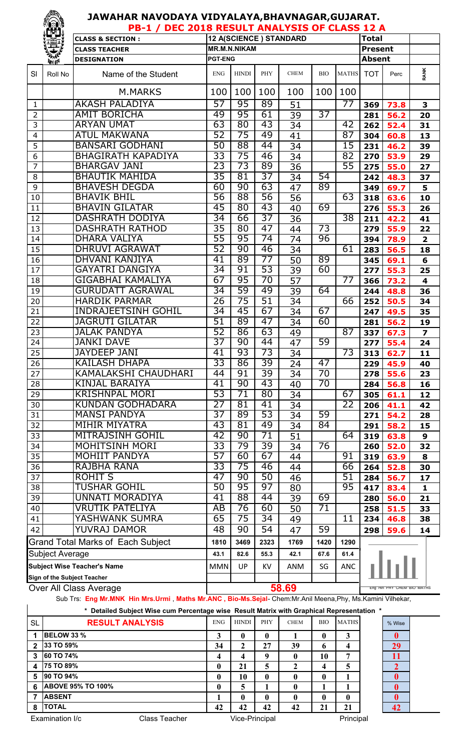# JAWAHAR NAVODAYA VIDYALAYA,BHAVNAGAR,GUJARAT.

## PB-1 / DEC 2018 RESULT ANALYSIS OF CLASS 12 A

| CLASS & SECTION : | 12 A(SCIENCE ) STANDARD | Total | |
|---|---|---|---|
| CLASS TEACHER | MR.M.N.NIKAM | Present | |
| DESIGNATION | PGT-ENG | Absent | |

| Sl | Roll No | Name of the Student | ENG | HINDI | PHY | CHEM | BIO | MATHS | TOT | Perc | RANK |
|---|---|---|---|---|---|---|---|---|---|---|---|
| | | M.MARKS | 100 | 100 | 100 | 100 | 100 | 100 | | | |
| 1 | | AKASH PALADIYA | 57 | 95 | 89 | 51 | | 77 | 369 | 73.8 | 3 |
| 2 | | AMIT BORICHA | 49 | 95 | 61 | 39 | 37 | | 281 | 56.2 | 20 |
| 3 | | ARYAN UMAT | 63 | 80 | 43 | 34 | | 42 | 262 | 52.4 | 31 |
| 4 | | ATUL MAKWANA | 52 | 75 | 49 | 41 | | 87 | 304 | 60.8 | 13 |
| 5 | | BANSARI GODHANI | 50 | 88 | 44 | 34 | | 15 | 231 | 46.2 | 39 |
| 6 | | BHAGIRATH KAPADIYA | 33 | 75 | 46 | 34 | | 82 | 270 | 53.9 | 29 |
| 7 | | BHARGAV JANI | 23 | 73 | 89 | 36 | | 55 | 275 | 55.0 | 27 |
| 8 | | BHAUTIK MAHIDA | 35 | 81 | 37 | 34 | 54 | | 242 | 48.3 | 37 |
| 9 | | BHAVESH DEGDA | 60 | 90 | 63 | 47 | 89 | | 349 | 69.7 | 5 |
| 10 | | BHAVIK BHIL | 56 | 88 | 56 | 56 | | 63 | 318 | 63.6 | 10 |
| 11 | | BHAVIN GILATAR | 45 | 80 | 43 | 40 | 69 | | 276 | 55.3 | 26 |
| 12 | | DASHRATH DODIYA | 34 | 66 | 37 | 36 | | 38 | 211 | 42.2 | 41 |
| 13 | | DASHRATH RATHOD | 35 | 80 | 47 | 44 | 73 | | 279 | 55.9 | 22 |
| 14 | | DHARA VALIYA | 55 | 95 | 74 | 74 | 96 | | 394 | 78.9 | 2 |
| 15 | | DHRUVI AGRAWAT | 52 | 90 | 46 | 34 | | 61 | 283 | 56.5 | 18 |
| 16 | | DHVANI KANJIYA | 41 | 89 | 77 | 50 | 89 | | 345 | 69.1 | 6 |
| 17 | | GAYATRI DANGIYA | 34 | 91 | 53 | 39 | 60 | | 277 | 55.3 | 25 |
| 18 | | GIGABHAI KAMALIYA | 67 | 95 | 70 | 57 | | 77 | 366 | 73.2 | 4 |
| 19 | | GURUDATT AGRAWAL | 34 | 59 | 49 | 39 | 64 | | 244 | 48.8 | 36 |
| 20 | | HARDIK PARMAR | 26 | 75 | 51 | 34 | | 66 | 252 | 50.5 | 34 |
| 21 | | INDRAJEETSINH GOHIL | 34 | 45 | 67 | 34 | 67 | | 247 | 49.5 | 35 |
| 22 | | JAGRUTI GILATAR | 51 | 89 | 47 | 34 | 60 | | 281 | 56.2 | 19 |
| 23 | | JALAK PANDYA | 52 | 86 | 63 | 49 | | 87 | 337 | 67.3 | 7 |
| 24 | | JANKI DAVE | 37 | 90 | 44 | 47 | 59 | | 277 | 55.4 | 24 |
| 25 | | JAYDEEP JANI | 41 | 93 | 73 | 34 | | 73 | 313 | 62.7 | 11 |
| 26 | | KAILASH DHAPA | 33 | 86 | 39 | 24 | 47 | | 229 | 45.9 | 40 |
| 27 | | KAMALAKSHI CHAUDHARI | 44 | 91 | 39 | 34 | 70 | | 278 | 55.6 | 23 |
| 28 | | KINJAL BARAIYA | 41 | 90 | 43 | 40 | 70 | | 284 | 56.8 | 16 |
| 29 | | KRISHNPAL MORI | 53 | 71 | 80 | 34 | | 67 | 305 | 61.1 | 12 |
| 30 | | KUNDAN GODHADARA | 27 | 81 | 41 | 34 | | 22 | 206 | 41.1 | 42 |
| 31 | | MANSI PANDYA | 37 | 89 | 53 | 34 | 59 | | 271 | 54.2 | 28 |
| 32 | | MIHIR MIYATRA | 43 | 81 | 49 | 34 | 84 | | 291 | 58.2 | 15 |
| 33 | | MITRAJSINH GOHIL | 42 | 90 | 71 | 51 | | 64 | 319 | 63.8 | 9 |
| 34 | | MOHITSINH MORI | 33 | 79 | 39 | 34 | 76 | | 260 | 52.0 | 32 |
| 35 | | MOHIIT PANDYA | 57 | 60 | 67 | 44 | | 91 | 319 | 63.9 | 8 |
| 36 | | RAJBHA RANA | 33 | 75 | 46 | 44 | | 66 | 264 | 52.8 | 30 |
| 37 | | ROHIT S | 47 | 90 | 50 | 46 | | 51 | 284 | 56.7 | 17 |
| 38 | | TUSHAR GOHIL | 50 | 95 | 97 | 80 | | 95 | 417 | 83.4 | 1 |
| 39 | | UNNATI MORADIYA | 41 | 88 | 44 | 39 | 69 | | 280 | 56.0 | 21 |
| 40 | | VRUTIK PATELIYA | AB | 76 | 60 | 50 | 71 | | 258 | 51.5 | 33 |
| 41 | | YASHWANK SUMRA | 65 | 75 | 34 | 49 | | 11 | 234 | 46.8 | 38 |
| 42 | | YUVRAJ DAMOR | 48 | 90 | 54 | 47 | 59 | | 298 | 59.6 | 14 |
| | | Grand Total Marks of Each Subject | 1810 | 3469 | 2323 | 1769 | 1420 | 1290 | | | |
| | | Subject Average | 43.1 | 82.6 | 55.3 | 42.1 | 67.6 | 61.4 | | | |
| | | Subject Wise Teacher's Name | MMN | UP | KV | ANM | SG | ANC | | | |
| | | Sign of the Subject Teacher | | | | | | | | | |
| | | Over All Class Average | | | | 58.69 | | | | | |

Eng Hin PHY CHEM BIO MATHS

Sub Trs: **Eng Mr.MNK Hin Mrs.Urmi , Maths Mr.ANC , Bio-Ms.Sejal**- Chem:Mr.Anil Meena,Phy, Ms.Kamini Vilhekar,

**\* Detailed Subject Wise cum Percentage wise Result Matrix with Graphical Representation \***

| SL | RESULT ANALYSIS | ENG | HINDI | PHY | CHEM | BIO | MATHS | % Wise |
|---|---|---|---|---|---|---|---|---|
| 1 | BELOW 33 % | 3 | 0 | 0 | 1 | 0 | 3 | 0 |
| 2 | 33 TO 59% | 34 | 2 | 27 | 39 | 6 | 4 | 29 |
| 3 | 60 TO 74% | 4 | 4 | 9 | 0 | 10 | 7 | 11 |
| 4 | 75 TO 89% | 0 | 21 | 5 | 2 | 4 | 5 | 2 |
| 5 | 90 TO 94% | 0 | 10 | 0 | 0 | 0 | 1 | 0 |
| 6 | ABOVE 95% TO 100% | 0 | 5 | 1 | 0 | 1 | 1 | 0 |
| 7 | ABSENT | 1 | 0 | 0 | 0 | 0 | 0 | 0 |
| 8 | TOTAL | 42 | 42 | 42 | 42 | 21 | 21 | 42 |

Examination I/c Class Teacher Vice-Principal Principal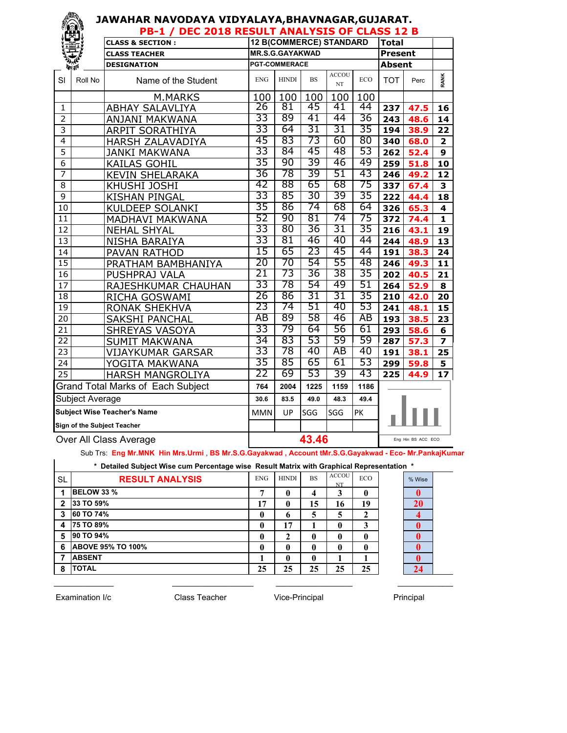# JAWAHAR NAVODAYA VIDYALAYA,BHAVNAGAR,GUJARAT.

## PB-1 / DEC 2018 RESULT ANALYSIS OF CLASS 12 B

| | | | |
|---|---|---|---|
| CLASS & SECTION : | 12 B(COMMERCE) STANDARD | Total | |
| CLASS TEACHER | MR.S.G.GAYAKWAD | Present | |
| DESIGNATION | PGT-COMMERACE | Absent | |

| Sl | Roll No | Name of the Student | ENG | HINDI | BS | ACCOUNT | ECO | TOT | Perc | RANK |
|---|---|---|---|---|---|---|---|---|---|---|
| | | M.MARKS | 100 | 100 | 100 | 100 | 100 | | | |
| 1 | | ABHAY SALAVLIYA | 26 | 81 | 45 | 41 | 44 | 237 | 47.5 | 16 |
| 2 | | ANJANI MAKWANA | 33 | 89 | 41 | 44 | 36 | 243 | 48.6 | 14 |
| 3 | | ARPIT SORATHIYA | 33 | 64 | 31 | 31 | 35 | 194 | 38.9 | 22 |
| 4 | | HARSH ZALAVADIYA | 45 | 83 | 73 | 60 | 80 | 340 | 68.0 | 2 |
| 5 | | JANKI MAKWANA | 33 | 84 | 45 | 48 | 53 | 262 | 52.4 | 9 |
| 6 | | KAILAS GOHIL | 35 | 90 | 39 | 46 | 49 | 259 | 51.8 | 10 |
| 7 | | KEVIN SHELARAKA | 36 | 78 | 39 | 51 | 43 | 246 | 49.2 | 12 |
| 8 | | KHUSHI JOSHI | 42 | 88 | 65 | 68 | 75 | 337 | 67.4 | 3 |
| 9 | | KISHAN PINGAL | 33 | 85 | 30 | 39 | 35 | 222 | 44.4 | 18 |
| 10 | | KULDEEP SOLANKI | 35 | 86 | 74 | 68 | 64 | 326 | 65.3 | 4 |
| 11 | | MADHAVI MAKWANA | 52 | 90 | 81 | 74 | 75 | 372 | 74.4 | 1 |
| 12 | | NEHAL SHYAL | 33 | 80 | 36 | 31 | 35 | 216 | 43.1 | 19 |
| 13 | | NISHA BARAIYA | 33 | 81 | 46 | 40 | 44 | 244 | 48.9 | 13 |
| 14 | | PAVAN RATHOD | 15 | 65 | 23 | 45 | 44 | 191 | 38.3 | 24 |
| 15 | | PRATHAM BAMBHANIYA | 20 | 70 | 54 | 55 | 48 | 246 | 49.3 | 11 |
| 16 | | PUSHPRAJ VALA | 21 | 73 | 36 | 38 | 35 | 202 | 40.5 | 21 |
| 17 | | RAJESHKUMAR CHAUHAN | 33 | 78 | 54 | 49 | 51 | 264 | 52.9 | 8 |
| 18 | | RICHA GOSWAMI | 26 | 86 | 31 | 31 | 35 | 210 | 42.0 | 20 |
| 19 | | RONAK SHEKHVA | 23 | 74 | 51 | 40 | 53 | 241 | 48.1 | 15 |
| 20 | | SAKSHI PANCHAL | AB | 89 | 58 | 46 | AB | 193 | 38.5 | 23 |
| 21 | | SHREYAS VASOYA | 33 | 79 | 64 | 56 | 61 | 293 | 58.6 | 6 |
| 22 | | SUMIT MAKWANA | 34 | 83 | 53 | 59 | 59 | 287 | 57.3 | 7 |
| 23 | | VIJAYKUMAR GARSAR | 33 | 78 | 40 | AB | 40 | 191 | 38.1 | 25 |
| 24 | | YOGITA MAKWANA | 35 | 85 | 65 | 61 | 53 | 299 | 59.8 | 5 |
| 25 | | HARSH MANGROLIYA | 22 | 69 | 53 | 39 | 43 | 225 | 44.9 | 17 |
| | | Grand Total Marks of Each Subject | 764 | 2004 | 1225 | 1159 | 1186 | | | |
| | | Subject Average | 30.6 | 83.5 | 49.0 | 48.3 | 49.4 | | | |
| | | Subject Wise Teacher's Name | MMN | UP | SGG | SGG | PK | | | |
| | | Sign of the Subject Teacher | | | | | | | | |
| | | Over All Class Average | 43.46 | | | | | | | |

Eng Hin BS ACC ECO

Sub Trs: Eng Mr.MNK Hin Mrs.Urmi , BS Mr.S.G.Gayakwad , Account tMr.S.G.Gayakwad - Eco- Mr.PankajKumar

\* Detailed Subject Wise cum Percentage wise Result Matrix with Graphical Representation \*

| SL | RESULT ANALYSIS | ENG | HINDI | BS | ACCOUNT | ECO | % Wise |
|---|---|---|---|---|---|---|---|
| 1 | BELOW 33 % | 7 | 0 | 4 | 3 | 0 | 0 |
| 2 | 33 TO 59% | 17 | 0 | 15 | 16 | 19 | 20 |
| 3 | 60 TO 74% | 0 | 6 | 5 | 5 | 2 | 4 |
| 4 | 75 TO 89% | 0 | 17 | 1 | 0 | 3 | 0 |
| 5 | 90 TO 94% | 0 | 2 | 0 | 0 | 0 | 0 |
| 6 | ABOVE 95% TO 100% | 0 | 0 | 0 | 0 | 0 | 0 |
| 7 | ABSENT | 1 | 0 | 0 | 1 | 1 | 0 |
| 8 | TOTAL | 25 | 25 | 25 | 25 | 25 | 24 |

Examination I/c　　　Class Teacher　　　Vice-Principal　　　Principal